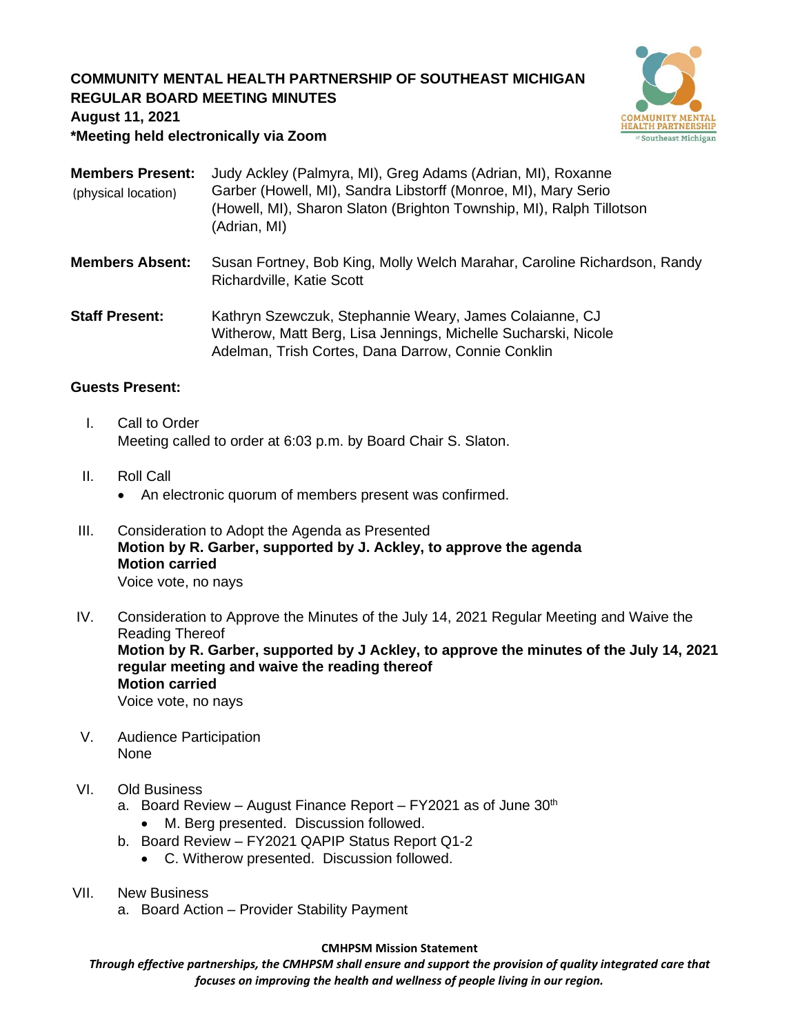# COMMUNITY MENTAL HEALTH PARTNERSHIP OF SOUTHEAST MICHIGAN
## REGULAR BOARD MEETING MINUTES
**August 11, 2021**
**\*Meeting held electronically via Zoom**

**Members Present:** (physical location) Judy Ackley (Palmyra, MI), Greg Adams (Adrian, MI), Roxanne Garber (Howell, MI), Sandra Libstorff (Monroe, MI), Mary Serio (Howell, MI), Sharon Slaton (Brighton Township, MI), Ralph Tillotson (Adrian, MI)

**Members Absent:** Susan Fortney, Bob King, Molly Welch Marahar, Caroline Richardson, Randy Richardville, Katie Scott

**Staff Present:** Kathryn Szewczuk, Stephannie Weary, James Colaianne, CJ Witherow, Matt Berg, Lisa Jennings, Michelle Sucharski, Nicole Adelman, Trish Cortes, Dana Darrow, Connie Conklin

**Guests Present:**

I. Call to Order
Meeting called to order at 6:03 p.m. by Board Chair S. Slaton.

II. Roll Call
- An electronic quorum of members present was confirmed.

III. Consideration to Adopt the Agenda as Presented
**Motion by R. Garber, supported by J. Ackley, to approve the agenda**
**Motion carried**
Voice vote, no nays

IV. Consideration to Approve the Minutes of the July 14, 2021 Regular Meeting and Waive the Reading Thereof
**Motion by R. Garber, supported by J Ackley, to approve the minutes of the July 14, 2021 regular meeting and waive the reading thereof**
**Motion carried**
Voice vote, no nays

V. Audience Participation
None

VI. Old Business
a. Board Review – August Finance Report – FY2021 as of June 30th
   - M. Berg presented. Discussion followed.

b. Board Review – FY2021 QAPIP Status Report Q1-2
   - C. Witherow presented. Discussion followed.

VII. New Business
a. Board Action – Provider Stability Payment

**CMHPSM Mission Statement**
***Through effective partnerships, the CMHPSM shall ensure and support the provision of quality integrated care that focuses on improving the health and wellness of people living in our region.***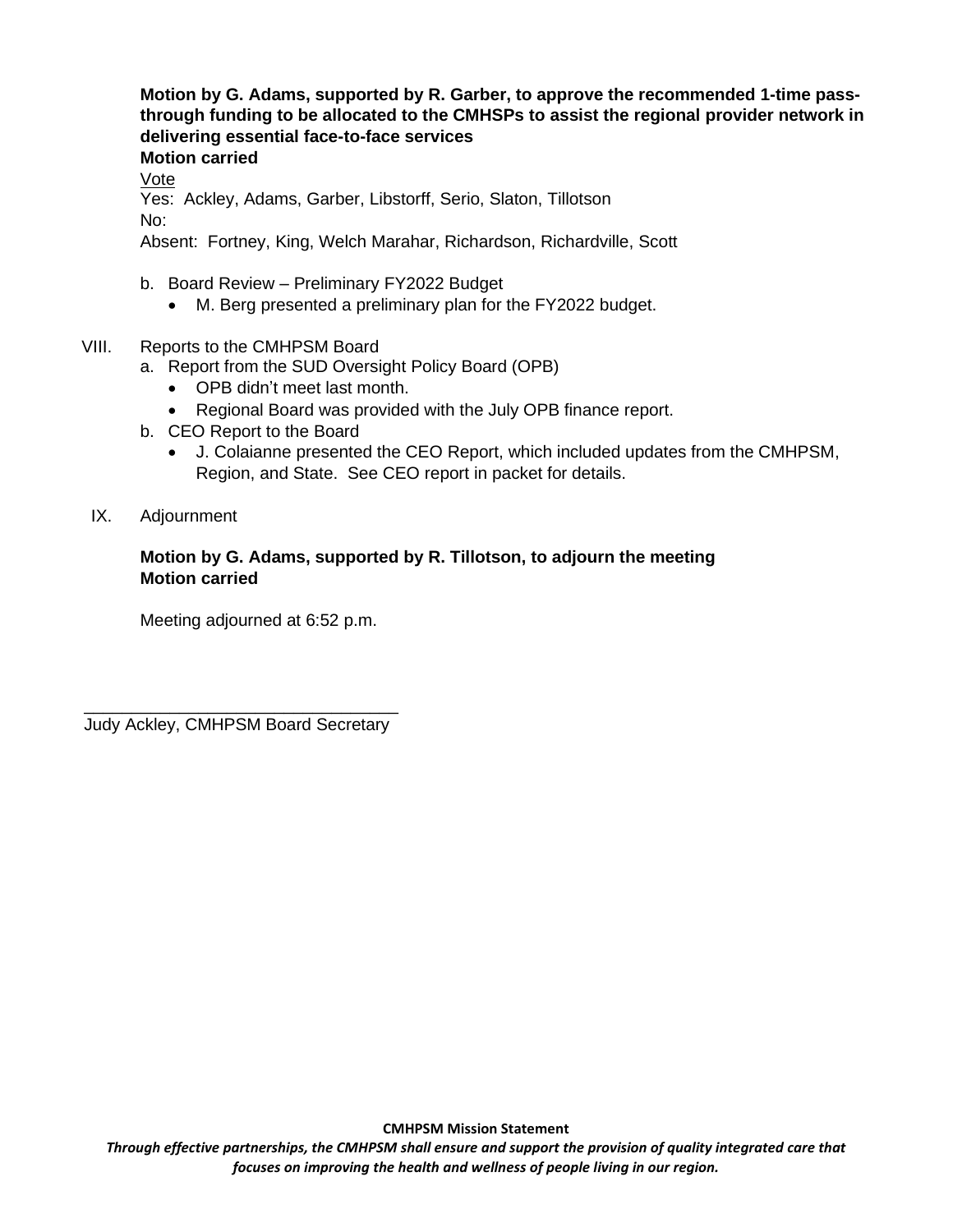**Motion by G. Adams, supported by R. Garber, to approve the recommended 1-time pass-through funding to be allocated to the CMHSPs to assist the regional provider network in delivering essential face-to-face services**
**Motion carried**

<u>Vote</u>
Yes: Ackley, Adams, Garber, Libstorff, Serio, Slaton, Tillotson
No:
Absent: Fortney, King, Welch Marahar, Richardson, Richardville, Scott

b. Board Review – Preliminary FY2022 Budget
- M. Berg presented a preliminary plan for the FY2022 budget.

VIII. Reports to the CMHPSM Board

a. Report from the SUD Oversight Policy Board (OPB)
- OPB didn't meet last month.
- Regional Board was provided with the July OPB finance report.

b. CEO Report to the Board
- J. Colaianne presented the CEO Report, which included updates from the CMHPSM, Region, and State. See CEO report in packet for details.

IX. Adjournment

**Motion by G. Adams, supported by R. Tillotson, to adjourn the meeting**
**Motion carried**

Meeting adjourned at 6:52 p.m.

\_\_\_\_\_\_\_\_\_\_\_\_\_\_\_\_\_\_\_\_\_\_\_\_\_\_\_\_\_\_\_\_
Judy Ackley, CMHPSM Board Secretary

**CMHPSM Mission Statement**

***Through effective partnerships, the CMHPSM shall ensure and support the provision of quality integrated care that focuses on improving the health and wellness of people living in our region.***